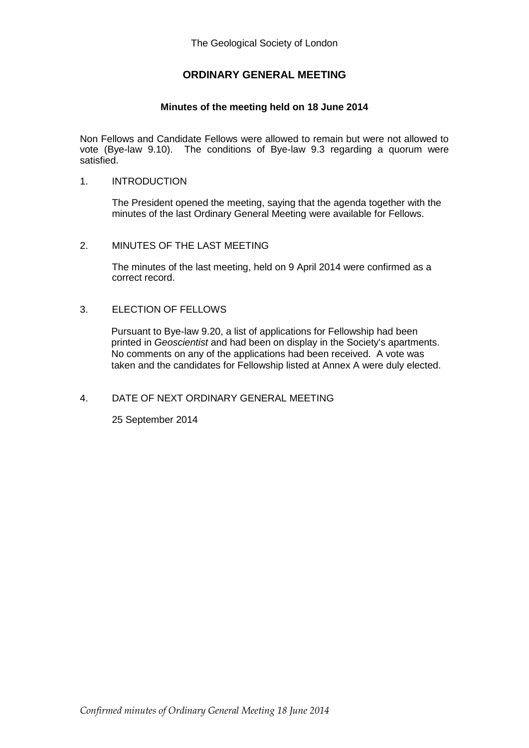The Geological Society of London

# ORDINARY GENERAL MEETING

## Minutes of the meeting held on 18 June 2014

Non Fellows and Candidate Fellows were allowed to remain but were not allowed to vote (Bye-law 9.10). The conditions of Bye-law 9.3 regarding a quorum were satisfied.

1. INTRODUCTION

   The President opened the meeting, saying that the agenda together with the minutes of the last Ordinary General Meeting were available for Fellows.

2. MINUTES OF THE LAST MEETING

   The minutes of the last meeting, held on 9 April 2014 were confirmed as a correct record.

3. ELECTION OF FELLOWS

   Pursuant to Bye-law 9.20, a list of applications for Fellowship had been printed in *Geoscientist* and had been on display in the Society's apartments. No comments on any of the applications had been received. A vote was taken and the candidates for Fellowship listed at Annex A were duly elected.

4. DATE OF NEXT ORDINARY GENERAL MEETING

   25 September 2014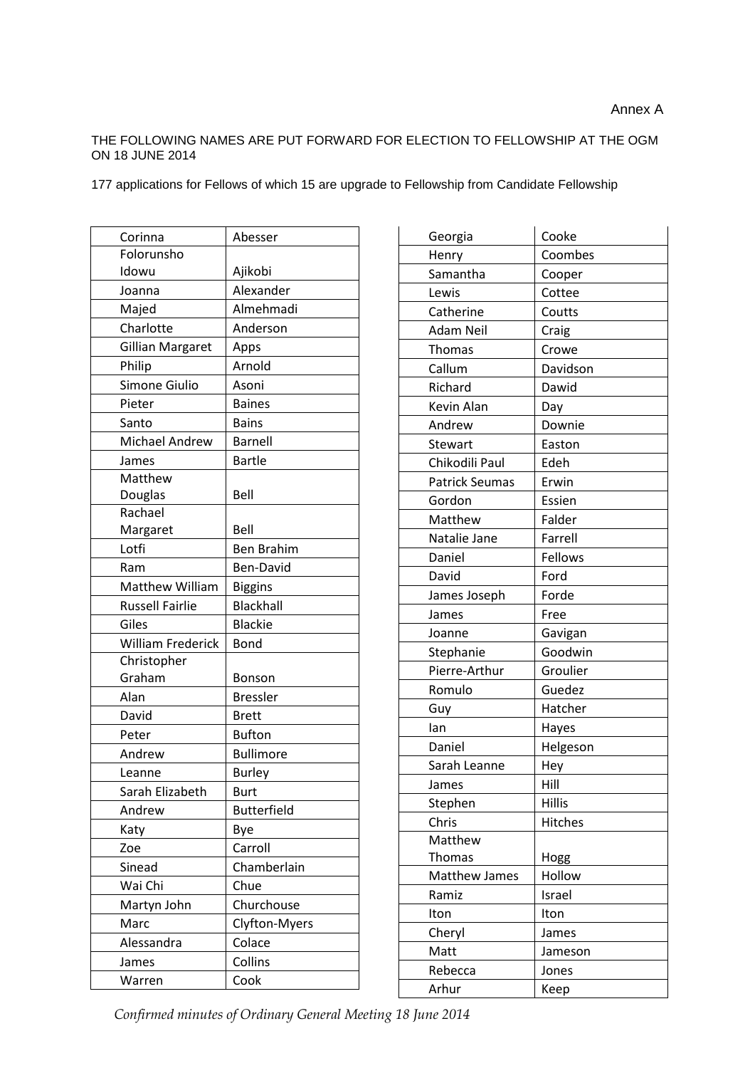Annex A

THE FOLLOWING NAMES ARE PUT FORWARD FOR ELECTION TO FELLOWSHIP AT THE OGM ON 18 JUNE 2014

177 applications for Fellows of which 15 are upgrade to Fellowship from Candidate Fellowship

| | |
|---|---|
| Corinna | Abesser |
| Folorunsho Idowu | Ajikobi |
| Joanna | Alexander |
| Majed | Almehmadi |
| Charlotte | Anderson |
| Gillian Margaret | Apps |
| Philip | Arnold |
| Simone Giulio | Asoni |
| Pieter | Baines |
| Santo | Bains |
| Michael Andrew | Barnell |
| James | Bartle |
| Matthew Douglas | Bell |
| Rachael Margaret | Bell |
| Lotfi | Ben Brahim |
| Ram | Ben-David |
| Matthew William | Biggins |
| Russell Fairlie | Blackhall |
| Giles | Blackie |
| William Frederick | Bond |
| Christopher Graham | Bonson |
| Alan | Bressler |
| David | Brett |
| Peter | Bufton |
| Andrew | Bullimore |
| Leanne | Burley |
| Sarah Elizabeth | Burt |
| Andrew | Butterfield |
| Katy | Bye |
| Zoe | Carroll |
| Sinead | Chamberlain |
| Wai Chi | Chue |
| Martyn John | Churchouse |
| Marc | Clyfton-Myers |
| Alessandra | Colace |
| James | Collins |
| Warren | Cook |
| Georgia | Cooke |
| Henry | Coombes |
| Samantha | Cooper |
| Lewis | Cottee |
| Catherine | Coutts |
| Adam Neil | Craig |
| Thomas | Crowe |
| Callum | Davidson |
| Richard | Dawid |
| Kevin Alan | Day |
| Andrew | Downie |
| Stewart | Easton |
| Chikodili Paul | Edeh |
| Patrick Seumas | Erwin |
| Gordon | Essien |
| Matthew | Falder |
| Natalie Jane | Farrell |
| Daniel | Fellows |
| David | Ford |
| James Joseph | Forde |
| James | Free |
| Joanne | Gavigan |
| Stephanie | Goodwin |
| Pierre-Arthur | Groulier |
| Romulo | Guedez |
| Guy | Hatcher |
| Ian | Hayes |
| Daniel | Helgeson |
| Sarah Leanne | Hey |
| James | Hill |
| Stephen | Hillis |
| Chris | Hitches |
| Matthew Thomas | Hogg |
| Matthew James | Hollow |
| Ramiz | Israel |
| Iton | Iton |
| Cheryl | James |
| Matt | Jameson |
| Rebecca | Jones |
| Arhur | Keep |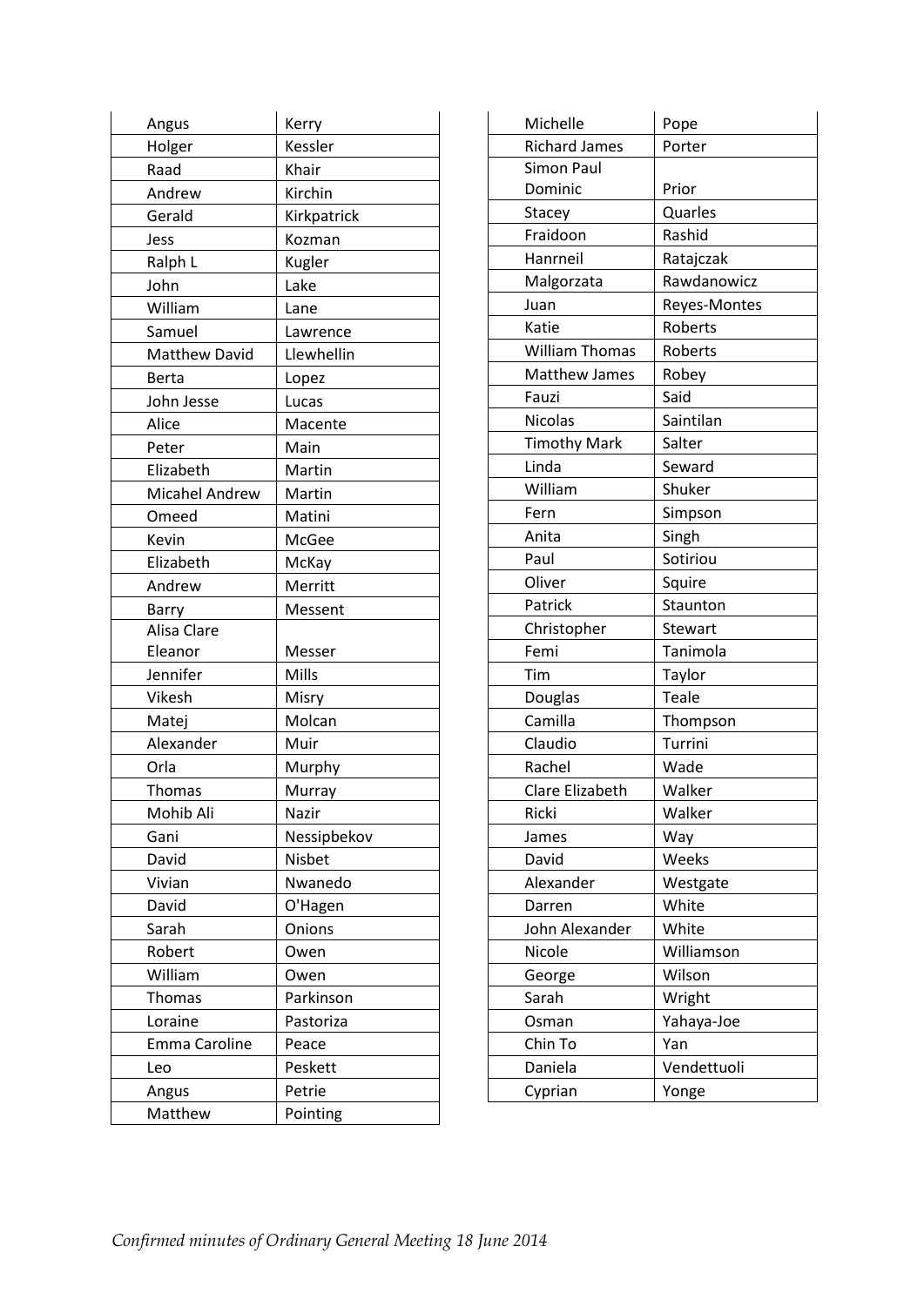| | |
|---|---|
| Angus | Kerry |
| Holger | Kessler |
| Raad | Khair |
| Andrew | Kirchin |
| Gerald | Kirkpatrick |
| Jess | Kozman |
| Ralph L | Kugler |
| John | Lake |
| William | Lane |
| Samuel | Lawrence |
| Matthew David | Llewhellin |
| Berta | Lopez |
| John Jesse | Lucas |
| Alice | Macente |
| Peter | Main |
| Elizabeth | Martin |
| Micahel Andrew | Martin |
| Omeed | Matini |
| Kevin | McGee |
| Elizabeth | McKay |
| Andrew | Merritt |
| Barry | Messent |
| Alisa Clare Eleanor | Messer |
| Jennifer | Mills |
| Vikesh | Misry |
| Matej | Molcan |
| Alexander | Muir |
| Orla | Murphy |
| Thomas | Murray |
| Mohib Ali | Nazir |
| Gani | Nessipbekov |
| David | Nisbet |
| Vivian | Nwanedo |
| David | O'Hagen |
| Sarah | Onions |
| Robert | Owen |
| William | Owen |
| Thomas | Parkinson |
| Loraine | Pastoriza |
| Emma Caroline | Peace |
| Leo | Peskett |
| Angus | Petrie |
| Matthew | Pointing |
| Michelle | Pope |
| Richard James | Porter |
| Simon Paul Dominic | Prior |
| Stacey | Quarles |
| Fraidoon | Rashid |
| Hanrneil | Ratajczak |
| Malgorzata | Rawdanowicz |
| Juan | Reyes-Montes |
| Katie | Roberts |
| William Thomas | Roberts |
| Matthew James | Robey |
| Fauzi | Said |
| Nicolas | Saintilan |
| Timothy Mark | Salter |
| Linda | Seward |
| William | Shuker |
| Fern | Simpson |
| Anita | Singh |
| Paul | Sotiriou |
| Oliver | Squire |
| Patrick | Staunton |
| Christopher | Stewart |
| Femi | Tanimola |
| Tim | Taylor |
| Douglas | Teale |
| Camilla | Thompson |
| Claudio | Turrini |
| Rachel | Wade |
| Clare Elizabeth | Walker |
| Ricki | Walker |
| James | Way |
| David | Weeks |
| Alexander | Westgate |
| Darren | White |
| John Alexander | White |
| Nicole | Williamson |
| George | Wilson |
| Sarah | Wright |
| Osman | Yahaya-Joe |
| Chin To | Yan |
| Daniela | Vendettuoli |
| Cyprian | Yonge |

*Confirmed minutes of Ordinary General Meeting 18 June 2014*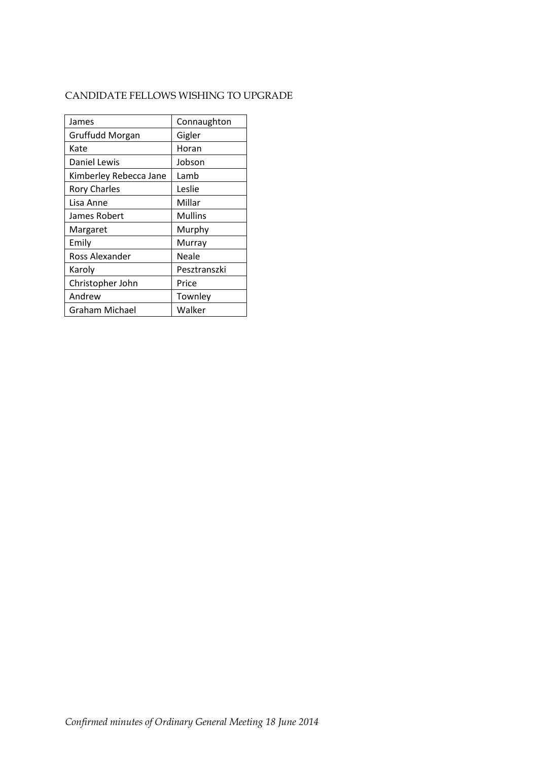CANDIDATE FELLOWS WISHING TO UPGRADE

| | |
|---|---|
| James | Connaughton |
| Gruffudd Morgan | Gigler |
| Kate | Horan |
| Daniel Lewis | Jobson |
| Kimberley Rebecca Jane | Lamb |
| Rory Charles | Leslie |
| Lisa Anne | Millar |
| James Robert | Mullins |
| Margaret | Murphy |
| Emily | Murray |
| Ross Alexander | Neale |
| Karoly | Pesztranszki |
| Christopher John | Price |
| Andrew | Townley |
| Graham Michael | Walker |